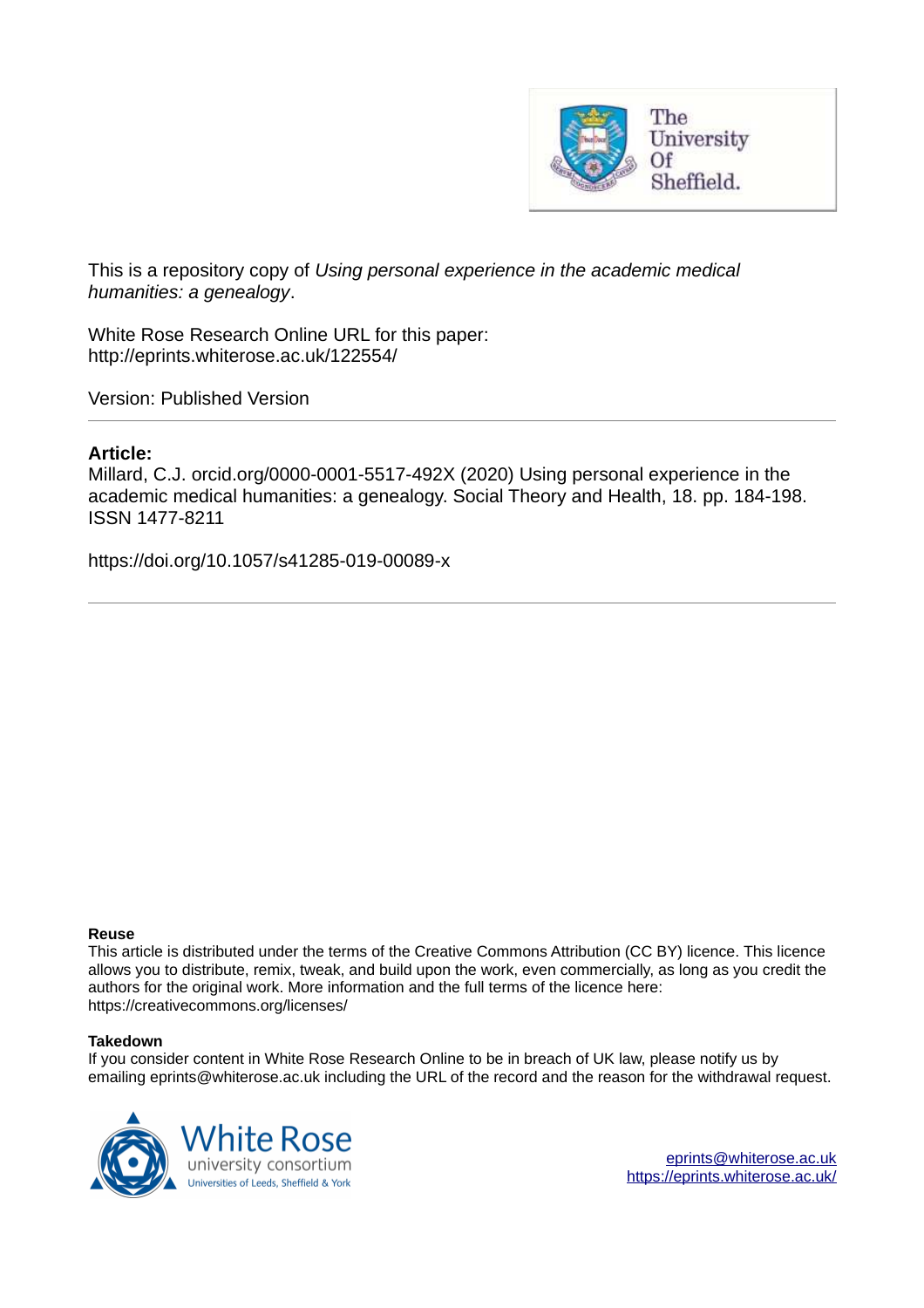This is a repository copy of *Using personal experience in the academic medical humanities: a genealogy*.

White Rose Research Online URL for this paper:
http://eprints.whiterose.ac.uk/122554/

Version: Published Version

---

**Article:**

Millard, C.J. orcid.org/0000-0001-5517-492X (2020) Using personal experience in the academic medical humanities: a genealogy. Social Theory and Health, 18. pp. 184-198. ISSN 1477-8211

https://doi.org/10.1057/s41285-019-00089-x

---

**Reuse**

This article is distributed under the terms of the Creative Commons Attribution (CC BY) licence. This licence allows you to distribute, remix, tweak, and build upon the work, even commercially, as long as you credit the authors for the original work. More information and the full terms of the licence here: https://creativecommons.org/licenses/

**Takedown**

If you consider content in White Rose Research Online to be in breach of UK law, please notify us by emailing eprints@whiterose.ac.uk including the URL of the record and the reason for the withdrawal request.

eprints@whiterose.ac.uk
https://eprints.whiterose.ac.uk/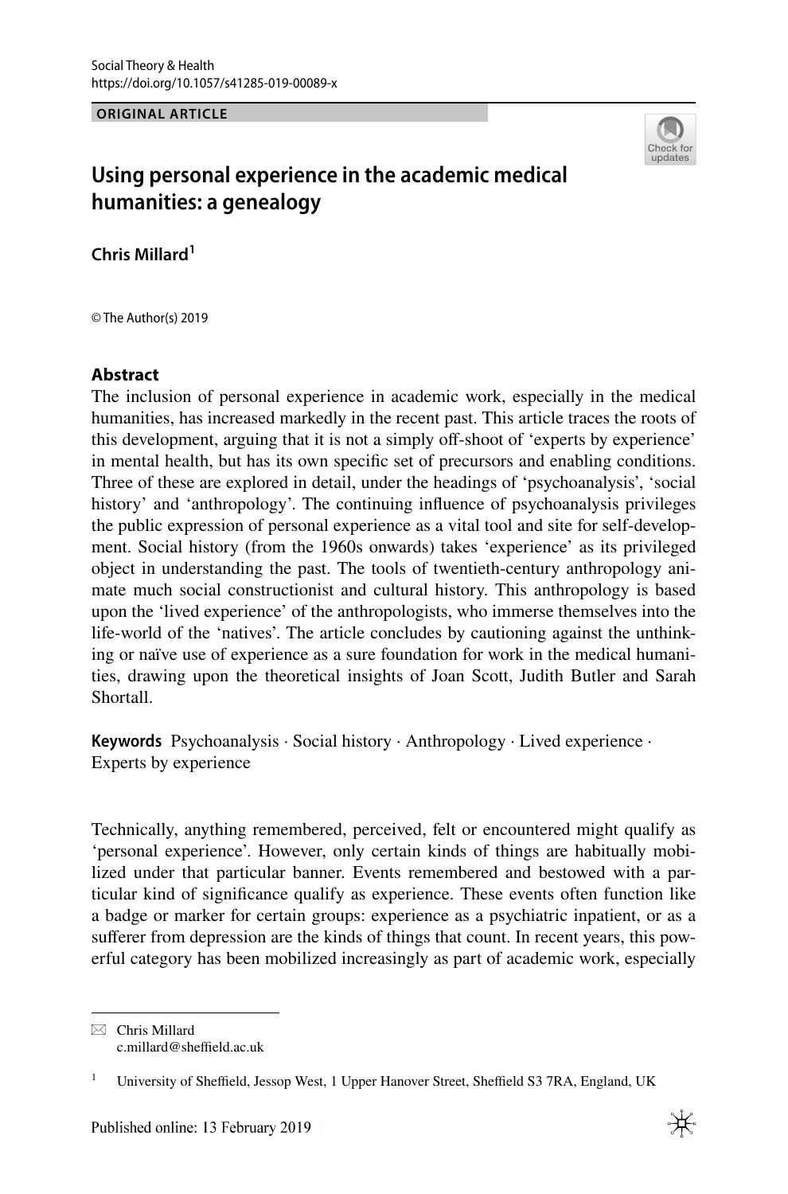**ORIGINAL ARTICLE**

# Using personal experience in the academic medical humanities: a genealogy

**Chris Millard**[1]

© The Author(s) 2019

## Abstract

The inclusion of personal experience in academic work, especially in the medical humanities, has increased markedly in the recent past. This article traces the roots of this development, arguing that it is not a simply off-shoot of 'experts by experience' in mental health, but has its own specific set of precursors and enabling conditions. Three of these are explored in detail, under the headings of 'psychoanalysis', 'social history' and 'anthropology'. The continuing influence of psychoanalysis privileges the public expression of personal experience as a vital tool and site for self-development. Social history (from the 1960s onwards) takes 'experience' as its privileged object in understanding the past. The tools of twentieth-century anthropology animate much social constructionist and cultural history. This anthropology is based upon the 'lived experience' of the anthropologists, who immerse themselves into the life-world of the 'natives'. The article concludes by cautioning against the unthinking or naïve use of experience as a sure foundation for work in the medical humanities, drawing upon the theoretical insights of Joan Scott, Judith Butler and Sarah Shortall.

**Keywords** Psychoanalysis · Social history · Anthropology · Lived experience · Experts by experience

Technically, anything remembered, perceived, felt or encountered might qualify as 'personal experience'. However, only certain kinds of things are habitually mobilized under that particular banner. Events remembered and bestowed with a particular kind of significance qualify as experience. These events often function like a badge or marker for certain groups: experience as a psychiatric inpatient, or as a sufferer from depression are the kinds of things that count. In recent years, this powerful category has been mobilized increasingly as part of academic work, especially

---

✉ Chris Millard
c.millard@sheffield.ac.uk

[1] University of Sheffield, Jessop West, 1 Upper Hanover Street, Sheffield S3 7RA, England, UK

Published online: 13 February 2019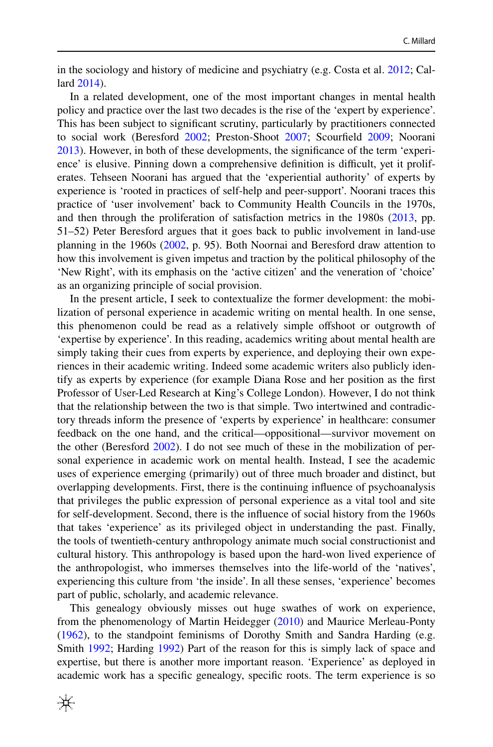in the sociology and history of medicine and psychiatry (e.g. Costa et al. 2012; Callard 2014).

In a related development, one of the most important changes in mental health policy and practice over the last two decades is the rise of the 'expert by experience'. This has been subject to significant scrutiny, particularly by practitioners connected to social work (Beresford 2002; Preston-Shoot 2007; Scourfield 2009; Noorani 2013). However, in both of these developments, the significance of the term 'experience' is elusive. Pinning down a comprehensive definition is difficult, yet it proliferates. Tehseen Noorani has argued that the 'experiential authority' of experts by experience is 'rooted in practices of self-help and peer-support'. Noorani traces this practice of 'user involvement' back to Community Health Councils in the 1970s, and then through the proliferation of satisfaction metrics in the 1980s (2013, pp. 51–52) Peter Beresford argues that it goes back to public involvement in land-use planning in the 1960s (2002, p. 95). Both Noornai and Beresford draw attention to how this involvement is given impetus and traction by the political philosophy of the 'New Right', with its emphasis on the 'active citizen' and the veneration of 'choice' as an organizing principle of social provision.

In the present article, I seek to contextualize the former development: the mobilization of personal experience in academic writing on mental health. In one sense, this phenomenon could be read as a relatively simple offshoot or outgrowth of 'expertise by experience'. In this reading, academics writing about mental health are simply taking their cues from experts by experience, and deploying their own experiences in their academic writing. Indeed some academic writers also publicly identify as experts by experience (for example Diana Rose and her position as the first Professor of User-Led Research at King's College London). However, I do not think that the relationship between the two is that simple. Two intertwined and contradictory threads inform the presence of 'experts by experience' in healthcare: consumer feedback on the one hand, and the critical—oppositional—survivor movement on the other (Beresford 2002). I do not see much of these in the mobilization of personal experience in academic work on mental health. Instead, I see the academic uses of experience emerging (primarily) out of three much broader and distinct, but overlapping developments. First, there is the continuing influence of psychoanalysis that privileges the public expression of personal experience as a vital tool and site for self-development. Second, there is the influence of social history from the 1960s that takes 'experience' as its privileged object in understanding the past. Finally, the tools of twentieth-century anthropology animate much social constructionist and cultural history. This anthropology is based upon the hard-won lived experience of the anthropologist, who immerses themselves into the life-world of the 'natives', experiencing this culture from 'the inside'. In all these senses, 'experience' becomes part of public, scholarly, and academic relevance.

This genealogy obviously misses out huge swathes of work on experience, from the phenomenology of Martin Heidegger (2010) and Maurice Merleau-Ponty (1962), to the standpoint feminisms of Dorothy Smith and Sandra Harding (e.g. Smith 1992; Harding 1992) Part of the reason for this is simply lack of space and expertise, but there is another more important reason. 'Experience' as deployed in academic work has a specific genealogy, specific roots. The term experience is so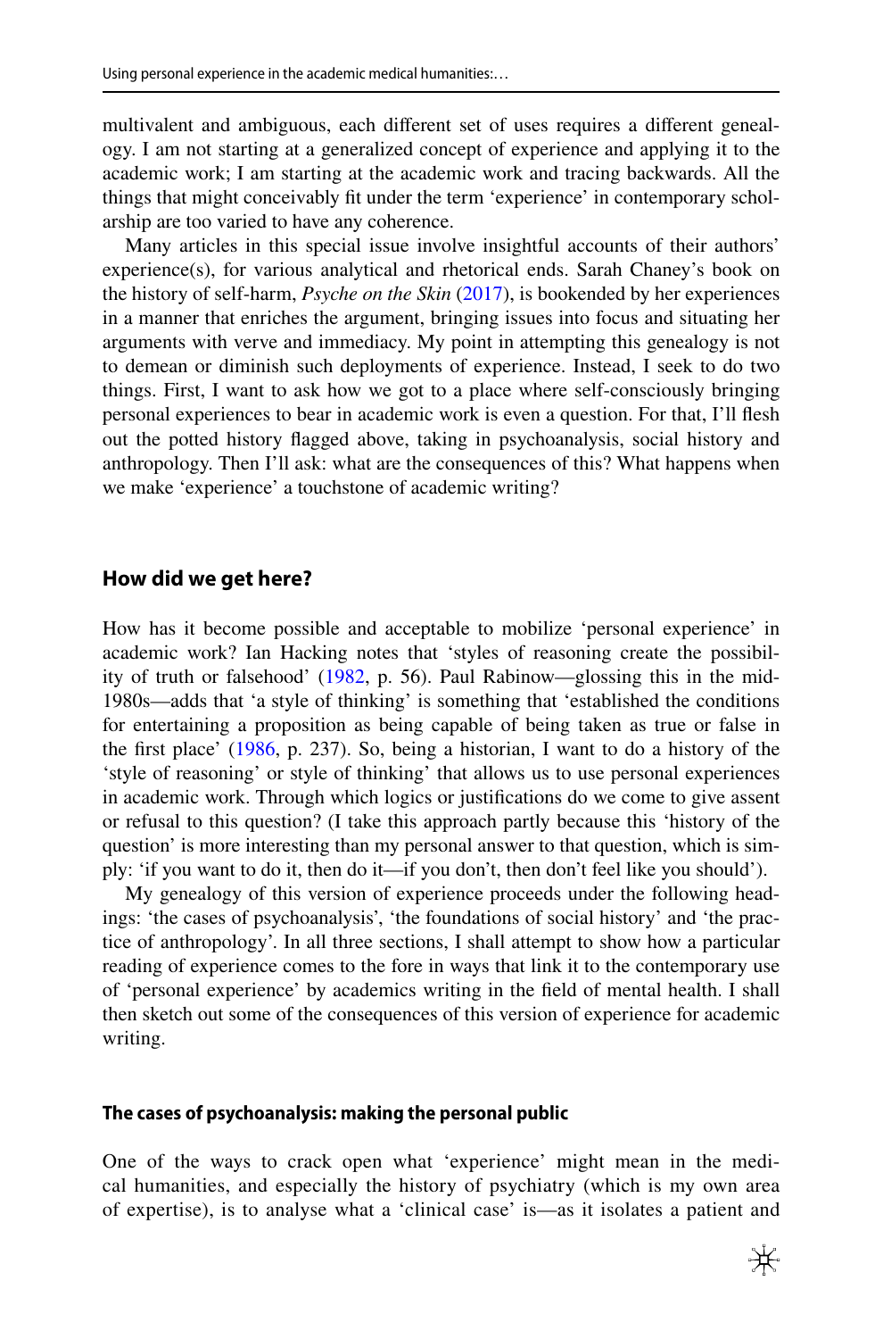multivalent and ambiguous, each different set of uses requires a different genealogy. I am not starting at a generalized concept of experience and applying it to the academic work; I am starting at the academic work and tracing backwards. All the things that might conceivably fit under the term 'experience' in contemporary scholarship are too varied to have any coherence.

Many articles in this special issue involve insightful accounts of their authors' experience(s), for various analytical and rhetorical ends. Sarah Chaney's book on the history of self-harm, *Psyche on the Skin* (2017), is bookended by her experiences in a manner that enriches the argument, bringing issues into focus and situating her arguments with verve and immediacy. My point in attempting this genealogy is not to demean or diminish such deployments of experience. Instead, I seek to do two things. First, I want to ask how we got to a place where self-consciously bringing personal experiences to bear in academic work is even a question. For that, I'll flesh out the potted history flagged above, taking in psychoanalysis, social history and anthropology. Then I'll ask: what are the consequences of this? What happens when we make 'experience' a touchstone of academic writing?

## How did we get here?

How has it become possible and acceptable to mobilize 'personal experience' in academic work? Ian Hacking notes that 'styles of reasoning create the possibility of truth or falsehood' (1982, p. 56). Paul Rabinow—glossing this in the mid-1980s—adds that 'a style of thinking' is something that 'established the conditions for entertaining a proposition as being capable of being taken as true or false in the first place' (1986, p. 237). So, being a historian, I want to do a history of the 'style of reasoning' or style of thinking' that allows us to use personal experiences in academic work. Through which logics or justifications do we come to give assent or refusal to this question? (I take this approach partly because this 'history of the question' is more interesting than my personal answer to that question, which is simply: 'if you want to do it, then do it—if you don't, then don't feel like you should').

My genealogy of this version of experience proceeds under the following headings: 'the cases of psychoanalysis', 'the foundations of social history' and 'the practice of anthropology'. In all three sections, I shall attempt to show how a particular reading of experience comes to the fore in ways that link it to the contemporary use of 'personal experience' by academics writing in the field of mental health. I shall then sketch out some of the consequences of this version of experience for academic writing.

### The cases of psychoanalysis: making the personal public

One of the ways to crack open what 'experience' might mean in the medical humanities, and especially the history of psychiatry (which is my own area of expertise), is to analyse what a 'clinical case' is—as it isolates a patient and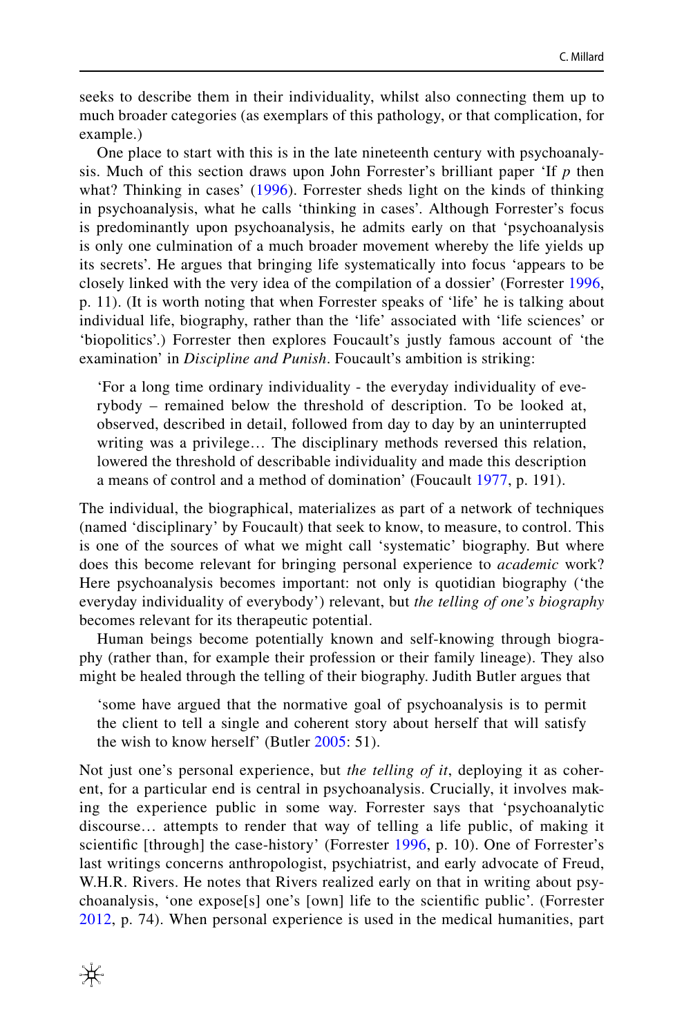seeks to describe them in their individuality, whilst also connecting them up to much broader categories (as exemplars of this pathology, or that complication, for example.)

One place to start with this is in the late nineteenth century with psychoanalysis. Much of this section draws upon John Forrester's brilliant paper 'If *p* then what? Thinking in cases' (1996). Forrester sheds light on the kinds of thinking in psychoanalysis, what he calls 'thinking in cases'. Although Forrester's focus is predominantly upon psychoanalysis, he admits early on that 'psychoanalysis is only one culmination of a much broader movement whereby the life yields up its secrets'. He argues that bringing life systematically into focus 'appears to be closely linked with the very idea of the compilation of a dossier' (Forrester 1996, p. 11). (It is worth noting that when Forrester speaks of 'life' he is talking about individual life, biography, rather than the 'life' associated with 'life sciences' or 'biopolitics'.) Forrester then explores Foucault's justly famous account of 'the examination' in *Discipline and Punish*. Foucault's ambition is striking:

> 'For a long time ordinary individuality - the everyday individuality of everybody – remained below the threshold of description. To be looked at, observed, described in detail, followed from day to day by an uninterrupted writing was a privilege… The disciplinary methods reversed this relation, lowered the threshold of describable individuality and made this description a means of control and a method of domination' (Foucault 1977, p. 191).

The individual, the biographical, materializes as part of a network of techniques (named 'disciplinary' by Foucault) that seek to know, to measure, to control. This is one of the sources of what we might call 'systematic' biography. But where does this become relevant for bringing personal experience to *academic* work? Here psychoanalysis becomes important: not only is quotidian biography ('the everyday individuality of everybody') relevant, but *the telling of one's biography* becomes relevant for its therapeutic potential.

Human beings become potentially known and self-knowing through biography (rather than, for example their profession or their family lineage). They also might be healed through the telling of their biography. Judith Butler argues that

> 'some have argued that the normative goal of psychoanalysis is to permit the client to tell a single and coherent story about herself that will satisfy the wish to know herself' (Butler 2005: 51).

Not just one's personal experience, but *the telling of it*, deploying it as coherent, for a particular end is central in psychoanalysis. Crucially, it involves making the experience public in some way. Forrester says that 'psychoanalytic discourse… attempts to render that way of telling a life public, of making it scientific [through] the case-history' (Forrester 1996, p. 10). One of Forrester's last writings concerns anthropologist, psychiatrist, and early advocate of Freud, W.H.R. Rivers. He notes that Rivers realized early on that in writing about psychoanalysis, 'one expose[s] one's [own] life to the scientific public'. (Forrester 2012, p. 74). When personal experience is used in the medical humanities, part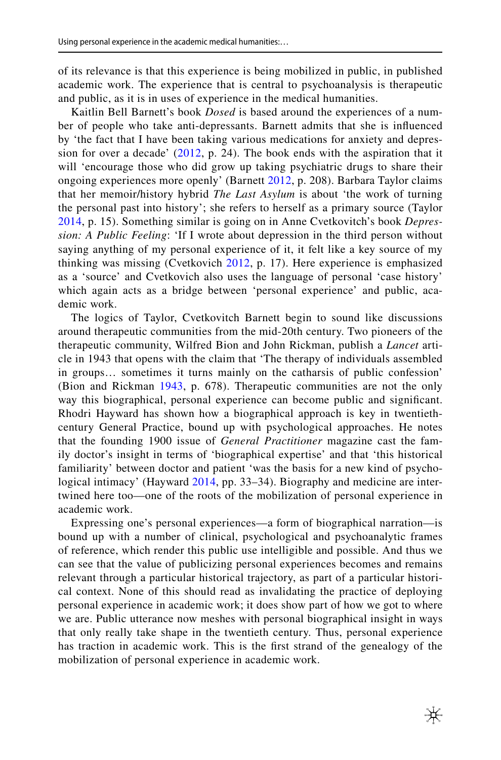of its relevance is that this experience is being mobilized in public, in published academic work. The experience that is central to psychoanalysis is therapeutic and public, as it is in uses of experience in the medical humanities.

Kaitlin Bell Barnett's book *Dosed* is based around the experiences of a number of people who take anti-depressants. Barnett admits that she is influenced by 'the fact that I have been taking various medications for anxiety and depression for over a decade' (2012, p. 24). The book ends with the aspiration that it will 'encourage those who did grow up taking psychiatric drugs to share their ongoing experiences more openly' (Barnett 2012, p. 208). Barbara Taylor claims that her memoir/history hybrid *The Last Asylum* is about 'the work of turning the personal past into history'; she refers to herself as a primary source (Taylor 2014, p. 15). Something similar is going on in Anne Cvetkovitch's book *Depression: A Public Feeling*: 'If I wrote about depression in the third person without saying anything of my personal experience of it, it felt like a key source of my thinking was missing (Cvetkovich 2012, p. 17). Here experience is emphasized as a 'source' and Cvetkovich also uses the language of personal 'case history' which again acts as a bridge between 'personal experience' and public, academic work.

The logics of Taylor, Cvetkovitch Barnett begin to sound like discussions around therapeutic communities from the mid-20th century. Two pioneers of the therapeutic community, Wilfred Bion and John Rickman, publish a *Lancet* article in 1943 that opens with the claim that 'The therapy of individuals assembled in groups… sometimes it turns mainly on the catharsis of public confession' (Bion and Rickman 1943, p. 678). Therapeutic communities are not the only way this biographical, personal experience can become public and significant. Rhodri Hayward has shown how a biographical approach is key in twentieth-century General Practice, bound up with psychological approaches. He notes that the founding 1900 issue of *General Practitioner* magazine cast the family doctor's insight in terms of 'biographical expertise' and that 'this historical familiarity' between doctor and patient 'was the basis for a new kind of psychological intimacy' (Hayward 2014, pp. 33–34). Biography and medicine are intertwined here too—one of the roots of the mobilization of personal experience in academic work.

Expressing one's personal experiences—a form of biographical narration—is bound up with a number of clinical, psychological and psychoanalytic frames of reference, which render this public use intelligible and possible. And thus we can see that the value of publicizing personal experiences becomes and remains relevant through a particular historical trajectory, as part of a particular historical context. None of this should read as invalidating the practice of deploying personal experience in academic work; it does show part of how we got to where we are. Public utterance now meshes with personal biographical insight in ways that only really take shape in the twentieth century. Thus, personal experience has traction in academic work. This is the first strand of the genealogy of the mobilization of personal experience in academic work.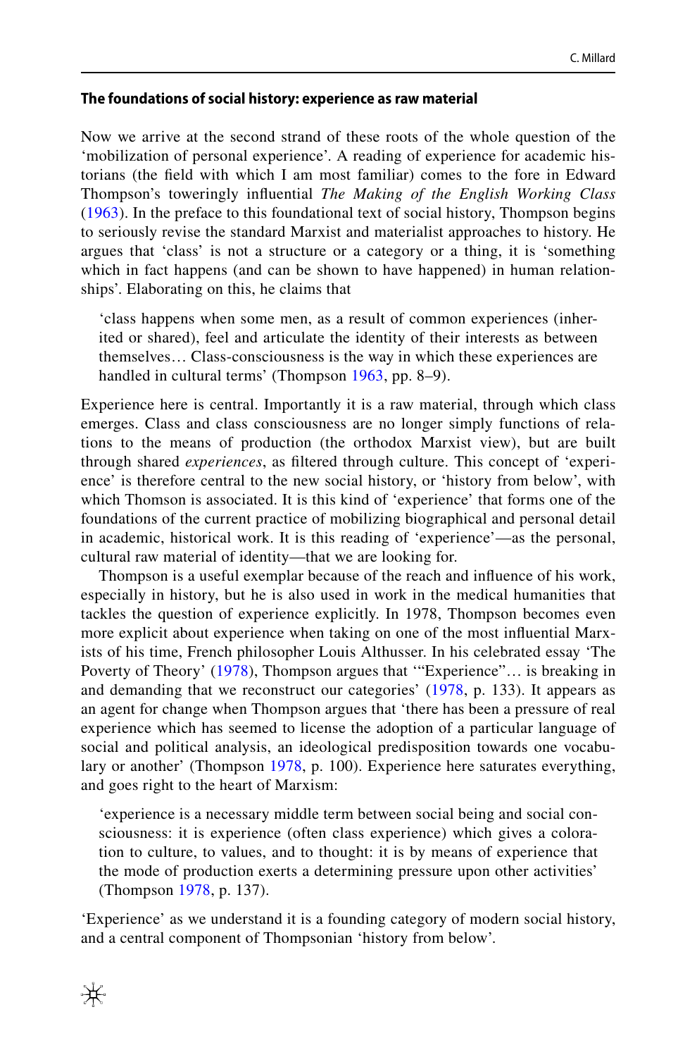### The foundations of social history: experience as raw material

Now we arrive at the second strand of these roots of the whole question of the 'mobilization of personal experience'. A reading of experience for academic historians (the field with which I am most familiar) comes to the fore in Edward Thompson's toweringly influential *The Making of the English Working Class* (1963). In the preface to this foundational text of social history, Thompson begins to seriously revise the standard Marxist and materialist approaches to history. He argues that 'class' is not a structure or a category or a thing, it is 'something which in fact happens (and can be shown to have happened) in human relationships'. Elaborating on this, he claims that

> 'class happens when some men, as a result of common experiences (inherited or shared), feel and articulate the identity of their interests as between themselves… Class-consciousness is the way in which these experiences are handled in cultural terms' (Thompson 1963, pp. 8–9).

Experience here is central. Importantly it is a raw material, through which class emerges. Class and class consciousness are no longer simply functions of relations to the means of production (the orthodox Marxist view), but are built through shared *experiences*, as filtered through culture. This concept of 'experience' is therefore central to the new social history, or 'history from below', with which Thomson is associated. It is this kind of 'experience' that forms one of the foundations of the current practice of mobilizing biographical and personal detail in academic, historical work. It is this reading of 'experience'—as the personal, cultural raw material of identity—that we are looking for.

Thompson is a useful exemplar because of the reach and influence of his work, especially in history, but he is also used in work in the medical humanities that tackles the question of experience explicitly. In 1978, Thompson becomes even more explicit about experience when taking on one of the most influential Marxists of his time, French philosopher Louis Althusser. In his celebrated essay 'The Poverty of Theory' (1978), Thompson argues that '"Experience"… is breaking in and demanding that we reconstruct our categories' (1978, p. 133). It appears as an agent for change when Thompson argues that 'there has been a pressure of real experience which has seemed to license the adoption of a particular language of social and political analysis, an ideological predisposition towards one vocabulary or another' (Thompson 1978, p. 100). Experience here saturates everything, and goes right to the heart of Marxism:

> 'experience is a necessary middle term between social being and social consciousness: it is experience (often class experience) which gives a coloration to culture, to values, and to thought: it is by means of experience that the mode of production exerts a determining pressure upon other activities' (Thompson 1978, p. 137).

'Experience' as we understand it is a founding category of modern social history, and a central component of Thompsonian 'history from below'.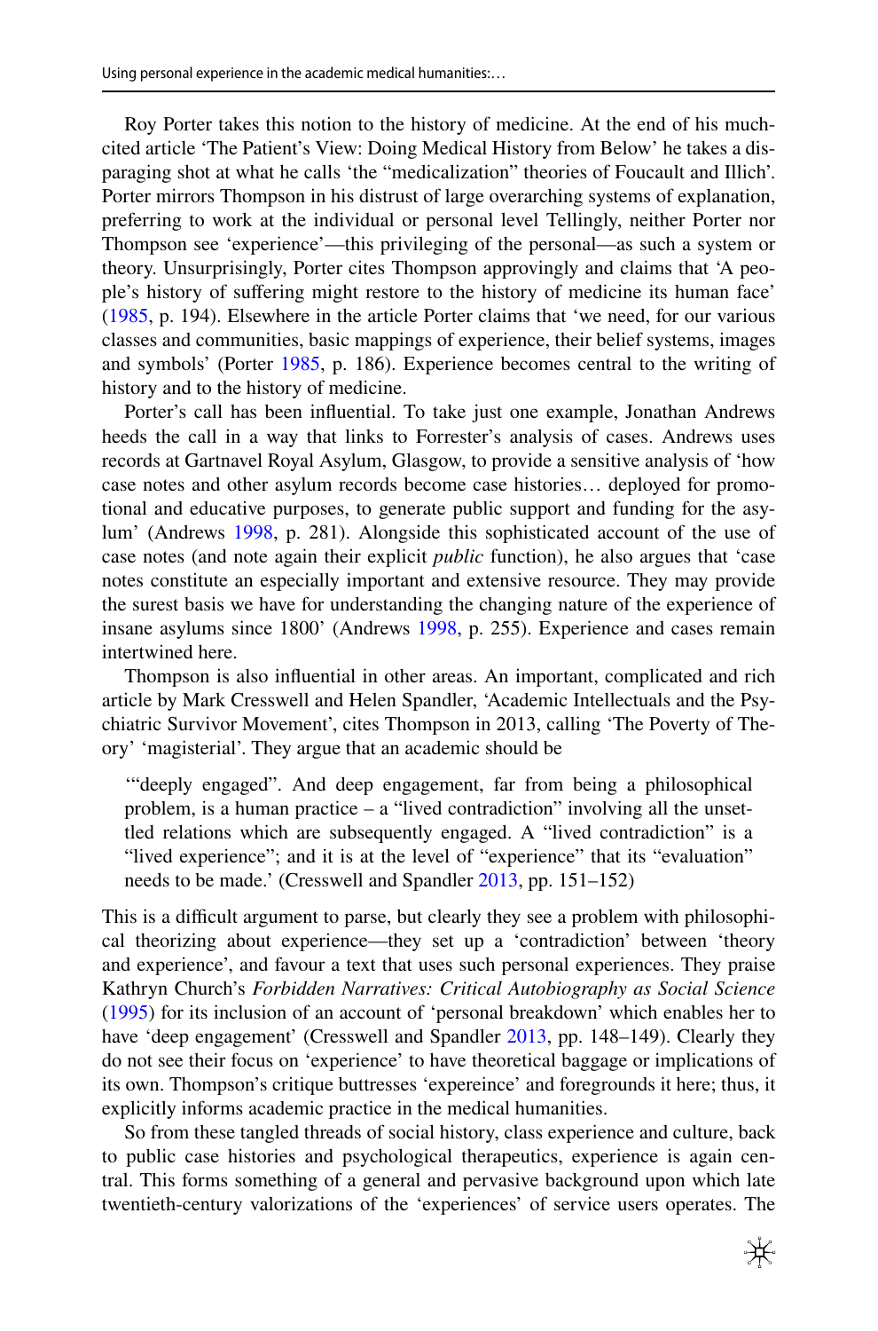Roy Porter takes this notion to the history of medicine. At the end of his much-cited article 'The Patient's View: Doing Medical History from Below' he takes a disparaging shot at what he calls 'the "medicalization" theories of Foucault and Illich'. Porter mirrors Thompson in his distrust of large overarching systems of explanation, preferring to work at the individual or personal level Tellingly, neither Porter nor Thompson see 'experience'—this privileging of the personal—as such a system or theory. Unsurprisingly, Porter cites Thompson approvingly and claims that 'A people's history of suffering might restore to the history of medicine its human face' (1985, p. 194). Elsewhere in the article Porter claims that 'we need, for our various classes and communities, basic mappings of experience, their belief systems, images and symbols' (Porter 1985, p. 186). Experience becomes central to the writing of history and to the history of medicine.

Porter's call has been influential. To take just one example, Jonathan Andrews heeds the call in a way that links to Forrester's analysis of cases. Andrews uses records at Gartnavel Royal Asylum, Glasgow, to provide a sensitive analysis of 'how case notes and other asylum records become case histories… deployed for promotional and educative purposes, to generate public support and funding for the asylum' (Andrews 1998, p. 281). Alongside this sophisticated account of the use of case notes (and note again their explicit *public* function), he also argues that 'case notes constitute an especially important and extensive resource. They may provide the surest basis we have for understanding the changing nature of the experience of insane asylums since 1800' (Andrews 1998, p. 255). Experience and cases remain intertwined here.

Thompson is also influential in other areas. An important, complicated and rich article by Mark Cresswell and Helen Spandler, 'Academic Intellectuals and the Psychiatric Survivor Movement', cites Thompson in 2013, calling 'The Poverty of Theory' 'magisterial'. They argue that an academic should be

> '"deeply engaged". And deep engagement, far from being a philosophical problem, is a human practice – a "lived contradiction" involving all the unsettled relations which are subsequently engaged. A "lived contradiction" is a "lived experience"; and it is at the level of "experience" that its "evaluation" needs to be made.' (Cresswell and Spandler 2013, pp. 151–152)

This is a difficult argument to parse, but clearly they see a problem with philosophical theorizing about experience—they set up a 'contradiction' between 'theory and experience', and favour a text that uses such personal experiences. They praise Kathryn Church's *Forbidden Narratives: Critical Autobiography as Social Science* (1995) for its inclusion of an account of 'personal breakdown' which enables her to have 'deep engagement' (Cresswell and Spandler 2013, pp. 148–149). Clearly they do not see their focus on 'experience' to have theoretical baggage or implications of its own. Thompson's critique buttresses 'expereince' and foregrounds it here; thus, it explicitly informs academic practice in the medical humanities.

So from these tangled threads of social history, class experience and culture, back to public case histories and psychological therapeutics, experience is again central. This forms something of a general and pervasive background upon which late twentieth-century valorizations of the 'experiences' of service users operates. The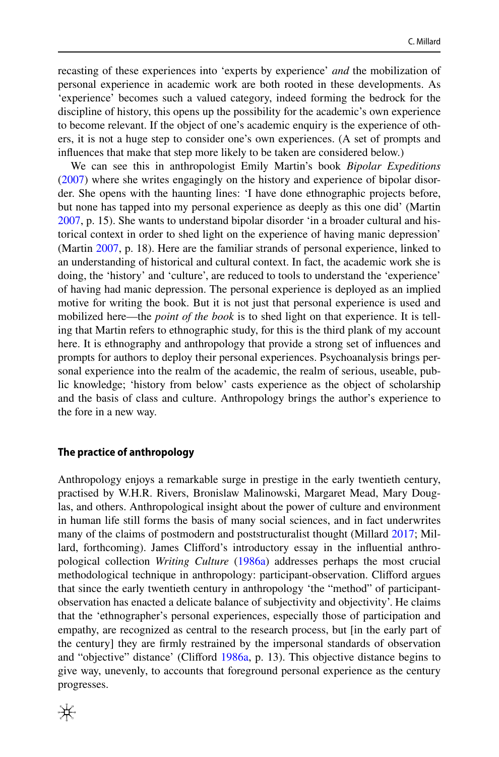recasting of these experiences into 'experts by experience' *and* the mobilization of personal experience in academic work are both rooted in these developments. As 'experience' becomes such a valued category, indeed forming the bedrock for the discipline of history, this opens up the possibility for the academic's own experience to become relevant. If the object of one's academic enquiry is the experience of others, it is not a huge step to consider one's own experiences. (A set of prompts and influences that make that step more likely to be taken are considered below.)

We can see this in anthropologist Emily Martin's book *Bipolar Expeditions* (2007) where she writes engagingly on the history and experience of bipolar disorder. She opens with the haunting lines: 'I have done ethnographic projects before, but none has tapped into my personal experience as deeply as this one did' (Martin 2007, p. 15). She wants to understand bipolar disorder 'in a broader cultural and historical context in order to shed light on the experience of having manic depression' (Martin 2007, p. 18). Here are the familiar strands of personal experience, linked to an understanding of historical and cultural context. In fact, the academic work she is doing, the 'history' and 'culture', are reduced to tools to understand the 'experience' of having had manic depression. The personal experience is deployed as an implied motive for writing the book. But it is not just that personal experience is used and mobilized here—the *point of the book* is to shed light on that experience. It is telling that Martin refers to ethnographic study, for this is the third plank of my account here. It is ethnography and anthropology that provide a strong set of influences and prompts for authors to deploy their personal experiences. Psychoanalysis brings personal experience into the realm of the academic, the realm of serious, useable, public knowledge; 'history from below' casts experience as the object of scholarship and the basis of class and culture. Anthropology brings the author's experience to the fore in a new way.

## The practice of anthropology

Anthropology enjoys a remarkable surge in prestige in the early twentieth century, practised by W.H.R. Rivers, Bronislaw Malinowski, Margaret Mead, Mary Douglas, and others. Anthropological insight about the power of culture and environment in human life still forms the basis of many social sciences, and in fact underwrites many of the claims of postmodern and poststructuralist thought (Millard 2017; Millard, forthcoming). James Clifford's introductory essay in the influential anthropological collection *Writing Culture* (1986a) addresses perhaps the most crucial methodological technique in anthropology: participant-observation. Clifford argues that since the early twentieth century in anthropology 'the "method" of participant-observation has enacted a delicate balance of subjectivity and objectivity'. He claims that the 'ethnographer's personal experiences, especially those of participation and empathy, are recognized as central to the research process, but [in the early part of the century] they are firmly restrained by the impersonal standards of observation and "objective" distance' (Clifford 1986a, p. 13). This objective distance begins to give way, unevenly, to accounts that foreground personal experience as the century progresses.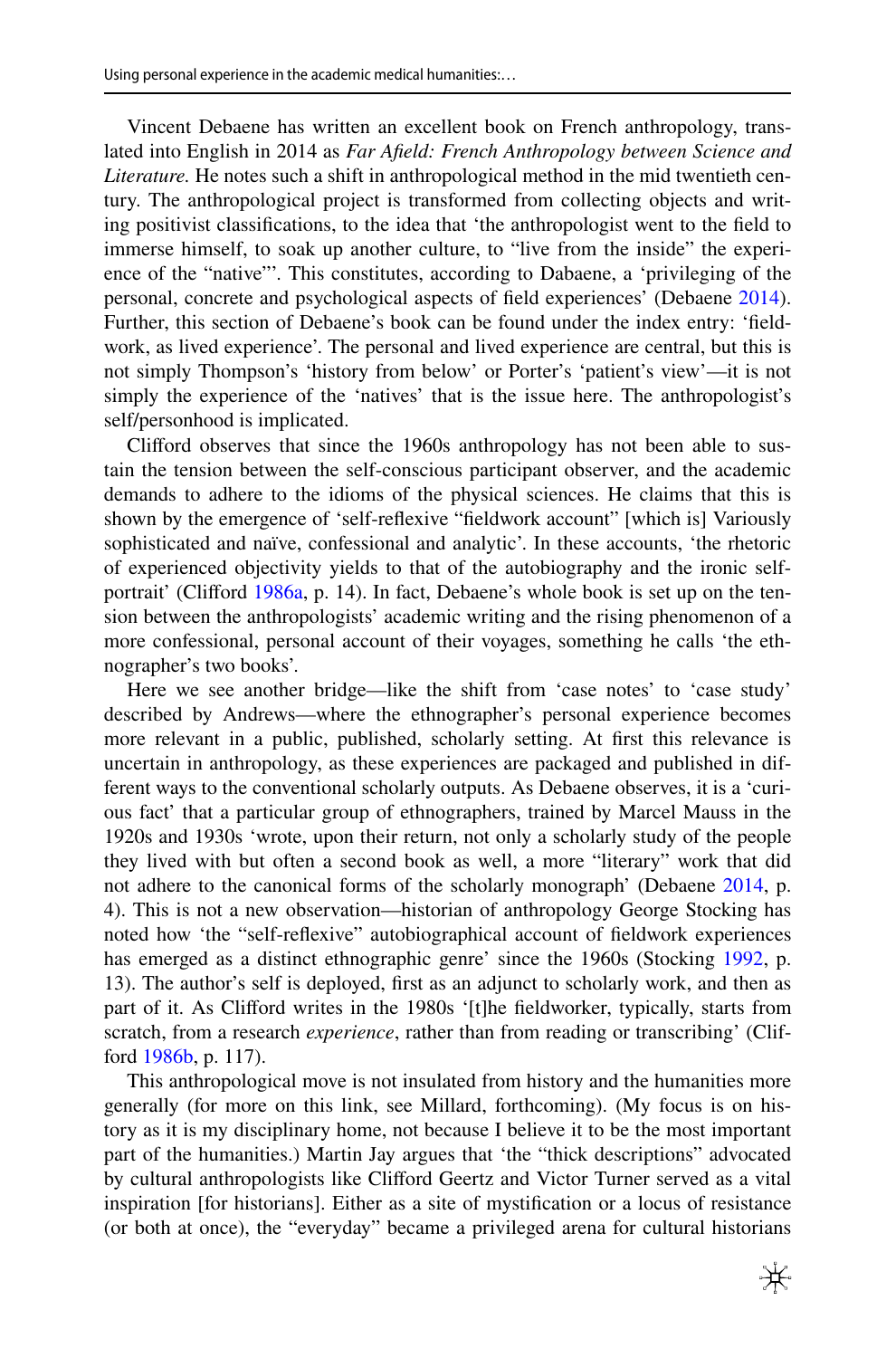Vincent Debaene has written an excellent book on French anthropology, translated into English in 2014 as *Far Afield: French Anthropology between Science and Literature.* He notes such a shift in anthropological method in the mid twentieth century. The anthropological project is transformed from collecting objects and writing positivist classifications, to the idea that 'the anthropologist went to the field to immerse himself, to soak up another culture, to "live from the inside" the experience of the "native"'. This constitutes, according to Dabaene, a 'privileging of the personal, concrete and psychological aspects of field experiences' (Debaene 2014). Further, this section of Debaene's book can be found under the index entry: 'fieldwork, as lived experience'. The personal and lived experience are central, but this is not simply Thompson's 'history from below' or Porter's 'patient's view'—it is not simply the experience of the 'natives' that is the issue here. The anthropologist's self/personhood is implicated.

Clifford observes that since the 1960s anthropology has not been able to sustain the tension between the self-conscious participant observer, and the academic demands to adhere to the idioms of the physical sciences. He claims that this is shown by the emergence of 'self-reflexive "fieldwork account" [which is] Variously sophisticated and naïve, confessional and analytic'. In these accounts, 'the rhetoric of experienced objectivity yields to that of the autobiography and the ironic self-portrait' (Clifford 1986a, p. 14). In fact, Debaene's whole book is set up on the tension between the anthropologists' academic writing and the rising phenomenon of a more confessional, personal account of their voyages, something he calls 'the ethnographer's two books'.

Here we see another bridge—like the shift from 'case notes' to 'case study' described by Andrews—where the ethnographer's personal experience becomes more relevant in a public, published, scholarly setting. At first this relevance is uncertain in anthropology, as these experiences are packaged and published in different ways to the conventional scholarly outputs. As Debaene observes, it is a 'curious fact' that a particular group of ethnographers, trained by Marcel Mauss in the 1920s and 1930s 'wrote, upon their return, not only a scholarly study of the people they lived with but often a second book as well, a more "literary" work that did not adhere to the canonical forms of the scholarly monograph' (Debaene 2014, p. 4). This is not a new observation—historian of anthropology George Stocking has noted how 'the "self-reflexive" autobiographical account of fieldwork experiences has emerged as a distinct ethnographic genre' since the 1960s (Stocking 1992, p. 13). The author's self is deployed, first as an adjunct to scholarly work, and then as part of it. As Clifford writes in the 1980s '[t]he fieldworker, typically, starts from scratch, from a research *experience*, rather than from reading or transcribing' (Clifford 1986b, p. 117).

This anthropological move is not insulated from history and the humanities more generally (for more on this link, see Millard, forthcoming). (My focus is on history as it is my disciplinary home, not because I believe it to be the most important part of the humanities.) Martin Jay argues that 'the "thick descriptions" advocated by cultural anthropologists like Clifford Geertz and Victor Turner served as a vital inspiration [for historians]. Either as a site of mystification or a locus of resistance (or both at once), the "everyday" became a privileged arena for cultural historians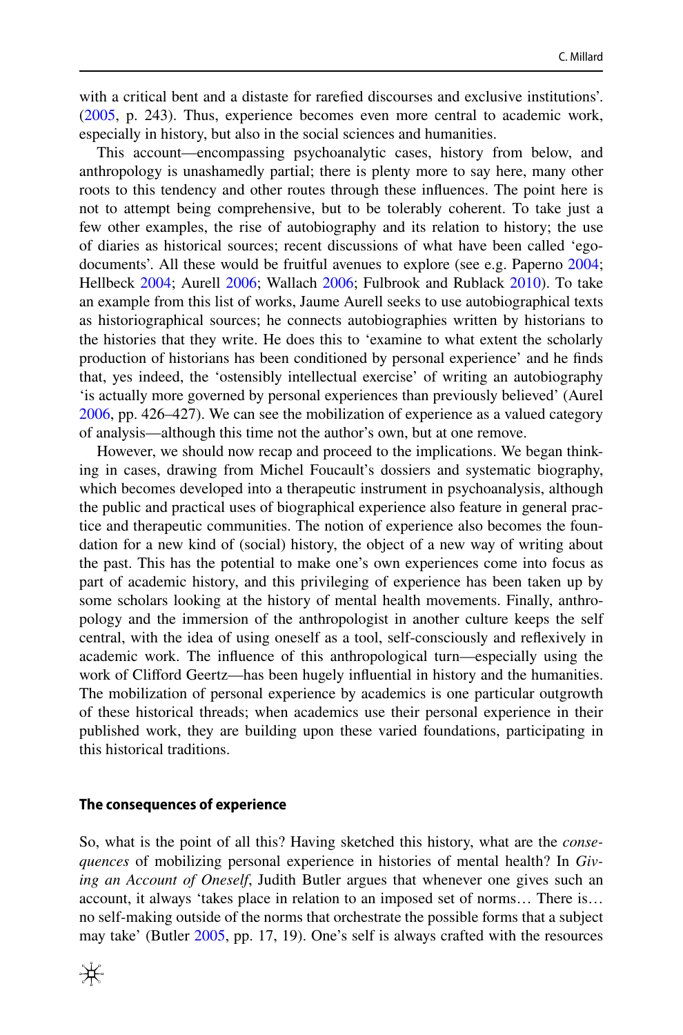with a critical bent and a distaste for rarefied discourses and exclusive institutions'. (2005, p. 243). Thus, experience becomes even more central to academic work, especially in history, but also in the social sciences and humanities.

This account—encompassing psychoanalytic cases, history from below, and anthropology is unashamedly partial; there is plenty more to say here, many other roots to this tendency and other routes through these influences. The point here is not to attempt being comprehensive, but to be tolerably coherent. To take just a few other examples, the rise of autobiography and its relation to history; the use of diaries as historical sources; recent discussions of what have been called 'ego-documents'. All these would be fruitful avenues to explore (see e.g. Paperno 2004; Hellbeck 2004; Aurell 2006; Wallach 2006; Fulbrook and Rublack 2010). To take an example from this list of works, Jaume Aurell seeks to use autobiographical texts as historiographical sources; he connects autobiographies written by historians to the histories that they write. He does this to 'examine to what extent the scholarly production of historians has been conditioned by personal experience' and he finds that, yes indeed, the 'ostensibly intellectual exercise' of writing an autobiography 'is actually more governed by personal experiences than previously believed' (Aurel 2006, pp. 426–427). We can see the mobilization of experience as a valued category of analysis—although this time not the author's own, but at one remove.

However, we should now recap and proceed to the implications. We began thinking in cases, drawing from Michel Foucault's dossiers and systematic biography, which becomes developed into a therapeutic instrument in psychoanalysis, although the public and practical uses of biographical experience also feature in general practice and therapeutic communities. The notion of experience also becomes the foundation for a new kind of (social) history, the object of a new way of writing about the past. This has the potential to make one's own experiences come into focus as part of academic history, and this privileging of experience has been taken up by some scholars looking at the history of mental health movements. Finally, anthropology and the immersion of the anthropologist in another culture keeps the self central, with the idea of using oneself as a tool, self-consciously and reflexively in academic work. The influence of this anthropological turn—especially using the work of Clifford Geertz—has been hugely influential in history and the humanities. The mobilization of personal experience by academics is one particular outgrowth of these historical threads; when academics use their personal experience in their published work, they are building upon these varied foundations, participating in this historical traditions.

## The consequences of experience

So, what is the point of all this? Having sketched this history, what are the *consequences* of mobilizing personal experience in histories of mental health? In *Giving an Account of Oneself*, Judith Butler argues that whenever one gives such an account, it always 'takes place in relation to an imposed set of norms… There is… no self-making outside of the norms that orchestrate the possible forms that a subject may take' (Butler 2005, pp. 17, 19). One's self is always crafted with the resources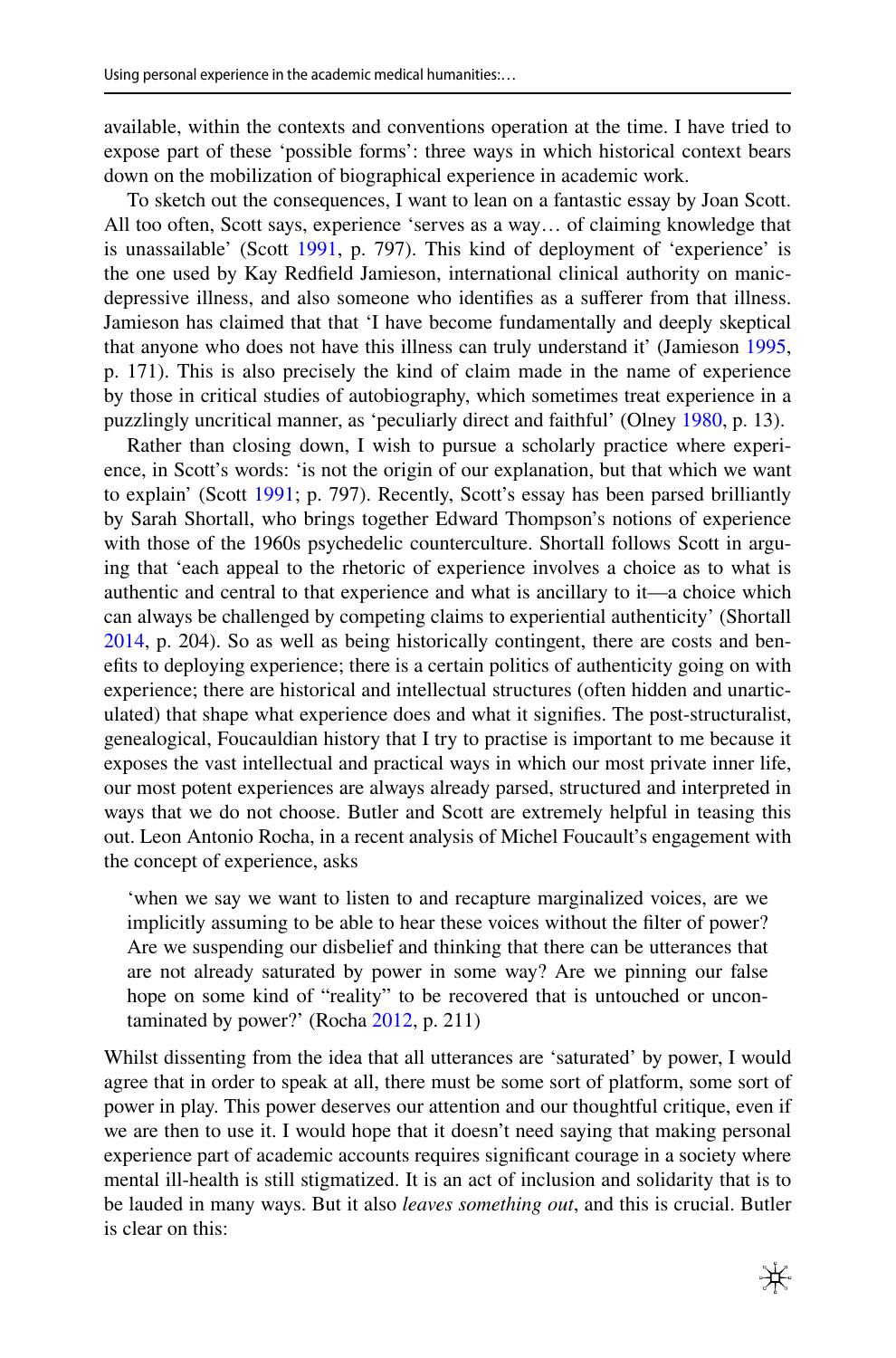available, within the contexts and conventions operation at the time. I have tried to expose part of these 'possible forms': three ways in which historical context bears down on the mobilization of biographical experience in academic work.

To sketch out the consequences, I want to lean on a fantastic essay by Joan Scott. All too often, Scott says, experience 'serves as a way… of claiming knowledge that is unassailable' (Scott 1991, p. 797). This kind of deployment of 'experience' is the one used by Kay Redfield Jamieson, international clinical authority on manic-depressive illness, and also someone who identifies as a sufferer from that illness. Jamieson has claimed that that 'I have become fundamentally and deeply skeptical that anyone who does not have this illness can truly understand it' (Jamieson 1995, p. 171). This is also precisely the kind of claim made in the name of experience by those in critical studies of autobiography, which sometimes treat experience in a puzzlingly uncritical manner, as 'peculiarly direct and faithful' (Olney 1980, p. 13).

Rather than closing down, I wish to pursue a scholarly practice where experience, in Scott's words: 'is not the origin of our explanation, but that which we want to explain' (Scott 1991; p. 797). Recently, Scott's essay has been parsed brilliantly by Sarah Shortall, who brings together Edward Thompson's notions of experience with those of the 1960s psychedelic counterculture. Shortall follows Scott in arguing that 'each appeal to the rhetoric of experience involves a choice as to what is authentic and central to that experience and what is ancillary to it—a choice which can always be challenged by competing claims to experiential authenticity' (Shortall 2014, p. 204). So as well as being historically contingent, there are costs and benefits to deploying experience; there is a certain politics of authenticity going on with experience; there are historical and intellectual structures (often hidden and unarticulated) that shape what experience does and what it signifies. The post-structuralist, genealogical, Foucauldian history that I try to practise is important to me because it exposes the vast intellectual and practical ways in which our most private inner life, our most potent experiences are always already parsed, structured and interpreted in ways that we do not choose. Butler and Scott are extremely helpful in teasing this out. Leon Antonio Rocha, in a recent analysis of Michel Foucault's engagement with the concept of experience, asks

> 'when we say we want to listen to and recapture marginalized voices, are we implicitly assuming to be able to hear these voices without the filter of power? Are we suspending our disbelief and thinking that there can be utterances that are not already saturated by power in some way? Are we pinning our false hope on some kind of "reality" to be recovered that is untouched or uncontaminated by power?' (Rocha 2012, p. 211)

Whilst dissenting from the idea that all utterances are 'saturated' by power, I would agree that in order to speak at all, there must be some sort of platform, some sort of power in play. This power deserves our attention and our thoughtful critique, even if we are then to use it. I would hope that it doesn't need saying that making personal experience part of academic accounts requires significant courage in a society where mental ill-health is still stigmatized. It is an act of inclusion and solidarity that is to be lauded in many ways. But it also *leaves something out*, and this is crucial. Butler is clear on this: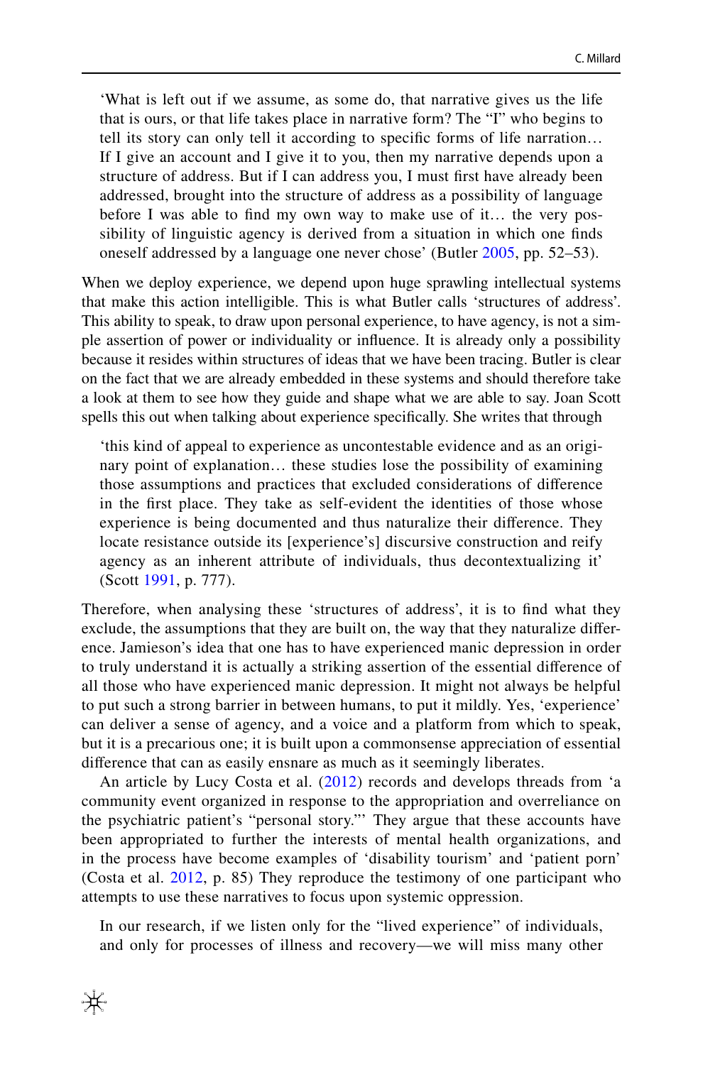> 'What is left out if we assume, as some do, that narrative gives us the life that is ours, or that life takes place in narrative form? The "I" who begins to tell its story can only tell it according to specific forms of life narration… If I give an account and I give it to you, then my narrative depends upon a structure of address. But if I can address you, I must first have already been addressed, brought into the structure of address as a possibility of language before I was able to find my own way to make use of it… the very possibility of linguistic agency is derived from a situation in which one finds oneself addressed by a language one never chose' (Butler 2005, pp. 52–53).

When we deploy experience, we depend upon huge sprawling intellectual systems that make this action intelligible. This is what Butler calls 'structures of address'. This ability to speak, to draw upon personal experience, to have agency, is not a simple assertion of power or individuality or influence. It is already only a possibility because it resides within structures of ideas that we have been tracing. Butler is clear on the fact that we are already embedded in these systems and should therefore take a look at them to see how they guide and shape what we are able to say. Joan Scott spells this out when talking about experience specifically. She writes that through

> 'this kind of appeal to experience as uncontestable evidence and as an originary point of explanation… these studies lose the possibility of examining those assumptions and practices that excluded considerations of difference in the first place. They take as self-evident the identities of those whose experience is being documented and thus naturalize their difference. They locate resistance outside its [experience's] discursive construction and reify agency as an inherent attribute of individuals, thus decontextualizing it' (Scott 1991, p. 777).

Therefore, when analysing these 'structures of address', it is to find what they exclude, the assumptions that they are built on, the way that they naturalize difference. Jamieson's idea that one has to have experienced manic depression in order to truly understand it is actually a striking assertion of the essential difference of all those who have experienced manic depression. It might not always be helpful to put such a strong barrier in between humans, to put it mildly. Yes, 'experience' can deliver a sense of agency, and a voice and a platform from which to speak, but it is a precarious one; it is built upon a commonsense appreciation of essential difference that can as easily ensnare as much as it seemingly liberates.

An article by Lucy Costa et al. (2012) records and develops threads from 'a community event organized in response to the appropriation and overreliance on the psychiatric patient's "personal story."' They argue that these accounts have been appropriated to further the interests of mental health organizations, and in the process have become examples of 'disability tourism' and 'patient porn' (Costa et al. 2012, p. 85) They reproduce the testimony of one participant who attempts to use these narratives to focus upon systemic oppression.

> In our research, if we listen only for the "lived experience" of individuals, and only for processes of illness and recovery—we will miss many other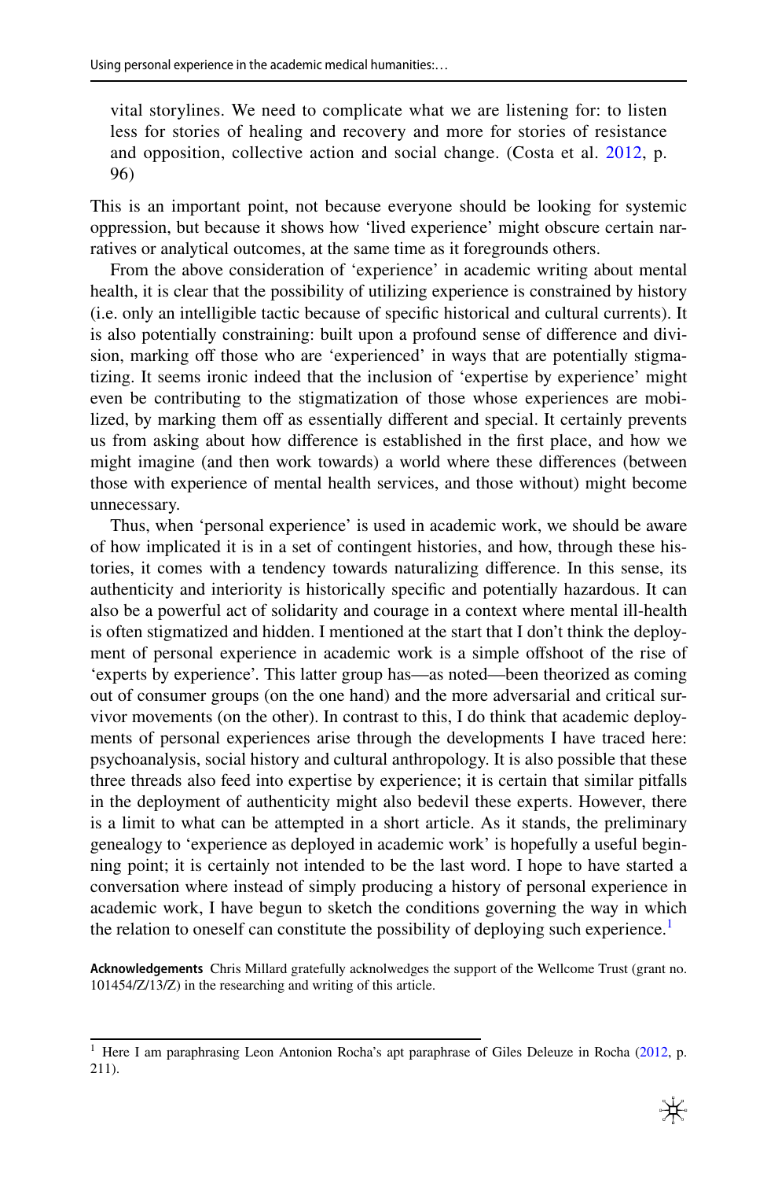> vital storylines. We need to complicate what we are listening for: to listen less for stories of healing and recovery and more for stories of resistance and opposition, collective action and social change. (Costa et al. 2012, p. 96)

This is an important point, not because everyone should be looking for systemic oppression, but because it shows how 'lived experience' might obscure certain narratives or analytical outcomes, at the same time as it foregrounds others.

From the above consideration of 'experience' in academic writing about mental health, it is clear that the possibility of utilizing experience is constrained by history (i.e. only an intelligible tactic because of specific historical and cultural currents). It is also potentially constraining: built upon a profound sense of difference and division, marking off those who 'experienced' in ways that are potentially stigmatizing. It seems ironic indeed that the inclusion of 'expertise by experience' might even be contributing to the stigmatization of those whose experiences are mobilized, by marking them off as essentially different and special. It certainly prevents us from asking about how difference is established in the first place, and how we might imagine (and then work towards) a world where these differences (between those with experience of mental health services, and those without) might become unnecessary.

Thus, when 'personal experience' is used in academic work, we should be aware of how implicated it is in a set of contingent histories, and how, through these histories, it comes with a tendency towards naturalizing difference. In this sense, its authenticity and interiority is historically specific and potentially hazardous. It can also be a powerful act of solidarity and courage in a context where mental ill-health is often stigmatized and hidden. I mentioned at the start that I don't think the deployment of personal experience in academic work is a simple offshoot of the rise of 'experts by experience'. This latter group has—as noted—been theorized as coming out of consumer groups (on the one hand) and the more adversarial and critical survivor movements (on the other). In contrast to this, I do think that academic deployments of personal experiences arise through the developments I have traced here: psychoanalysis, social history and cultural anthropology. It is also possible that these three threads also feed into expertise by experience; it is certain that similar pitfalls in the deployment of authenticity might also bedevil these experts. However, there is a limit to what can be attempted in a short article. As it stands, the preliminary genealogy to 'experience as deployed in academic work' is hopefully a useful beginning point; it is certainly not intended to be the last word. I hope to have started a conversation where instead of simply producing a history of personal experience in academic work, I have begun to sketch the conditions governing the way in which the relation to oneself can constitute the possibility of deploying such experience.[1]

**Acknowledgements** Chris Millard gratefully acknolwedges the support of the Wellcome Trust (grant no. 101454/Z/13/Z) in the researching and writing of this article.

---

[1] Here I am paraphrasing Leon Antonion Rocha's apt paraphrase of Giles Deleuze in Rocha (2012, p. 211).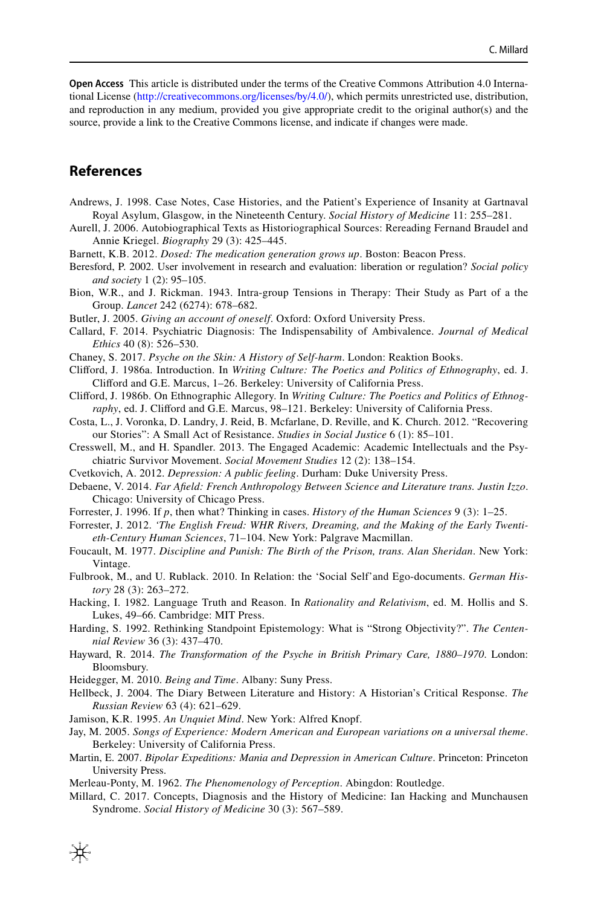**Open Access** This article is distributed under the terms of the Creative Commons Attribution 4.0 International License (http://creativecommons.org/licenses/by/4.0/), which permits unrestricted use, distribution, and reproduction in any medium, provided you give appropriate credit to the original author(s) and the source, provide a link to the Creative Commons license, and indicate if changes were made.

## References

Andrews, J. 1998. Case Notes, Case Histories, and the Patient's Experience of Insanity at Gartnaval Royal Asylum, Glasgow, in the Nineteenth Century. *Social History of Medicine* 11: 255–281.

Aurell, J. 2006. Autobiographical Texts as Historiographical Sources: Rereading Fernand Braudel and Annie Kriegel. *Biography* 29 (3): 425–445.

Barnett, K.B. 2012. *Dosed: The medication generation grows up*. Boston: Beacon Press.

Beresford, P. 2002. User involvement in research and evaluation: liberation or regulation? *Social policy and society* 1 (2): 95–105.

Bion, W.R., and J. Rickman. 1943. Intra-group Tensions in Therapy: Their Study as Part of a the Group. *Lancet* 242 (6274): 678–682.

Butler, J. 2005. *Giving an account of oneself*. Oxford: Oxford University Press.

Callard, F. 2014. Psychiatric Diagnosis: The Indispensability of Ambivalence. *Journal of Medical Ethics* 40 (8): 526–530.

Chaney, S. 2017. *Psyche on the Skin: A History of Self-harm*. London: Reaktion Books.

Clifford, J. 1986a. Introduction. In *Writing Culture: The Poetics and Politics of Ethnography*, ed. J. Clifford and G.E. Marcus, 1–26. Berkeley: University of California Press.

Clifford, J. 1986b. On Ethnographic Allegory. In *Writing Culture: The Poetics and Politics of Ethnography*, ed. J. Clifford and G.E. Marcus, 98–121. Berkeley: University of California Press.

Costa, L., J. Voronka, D. Landry, J. Reid, B. Mcfarlane, D. Reville, and K. Church. 2012. "Recovering our Stories": A Small Act of Resistance. *Studies in Social Justice* 6 (1): 85–101.

Cresswell, M., and H. Spandler. 2013. The Engaged Academic: Academic Intellectuals and the Psychiatric Survivor Movement. *Social Movement Studies* 12 (2): 138–154.

Cvetkovich, A. 2012. *Depression: A public feeling*. Durham: Duke University Press.

Debaene, V. 2014. *Far Afield: French Anthropology Between Science and Literature trans. Justin Izzo*. Chicago: University of Chicago Press.

Forrester, J. 1996. If *p*, then what? Thinking in cases. *History of the Human Sciences* 9 (3): 1–25.

Forrester, J. 2012. *'The English Freud: WHR Rivers, Dreaming, and the Making of the Early Twentieth-Century Human Sciences*, 71–104. New York: Palgrave Macmillan.

Foucault, M. 1977. *Discipline and Punish: The Birth of the Prison, trans. Alan Sheridan*. New York: Vintage.

Fulbrook, M., and U. Rublack. 2010. In Relation: the 'Social Self'and Ego-documents. *German History* 28 (3): 263–272.

Hacking, I. 1982. Language Truth and Reason. In *Rationality and Relativism*, ed. M. Hollis and S. Lukes, 49–66. Cambridge: MIT Press.

Harding, S. 1992. Rethinking Standpoint Epistemology: What is "Strong Objectivity?". *The Centennial Review* 36 (3): 437–470.

Hayward, R. 2014. *The Transformation of the Psyche in British Primary Care, 1880–1970*. London: Bloomsbury.

Heidegger, M. 2010. *Being and Time*. Albany: Suny Press.

Hellbeck, J. 2004. The Diary Between Literature and History: A Historian's Critical Response. *The Russian Review* 63 (4): 621–629.

Jamison, K.R. 1995. *An Unquiet Mind*. New York: Alfred Knopf.

Jay, M. 2005. *Songs of Experience: Modern American and European variations on a universal theme*. Berkeley: University of California Press.

Martin, E. 2007. *Bipolar Expeditions: Mania and Depression in American Culture*. Princeton: Princeton University Press.

Merleau-Ponty, M. 1962. *The Phenomenology of Perception*. Abingdon: Routledge.

Millard, C. 2017. Concepts, Diagnosis and the History of Medicine: Ian Hacking and Munchausen Syndrome. *Social History of Medicine* 30 (3): 567–589.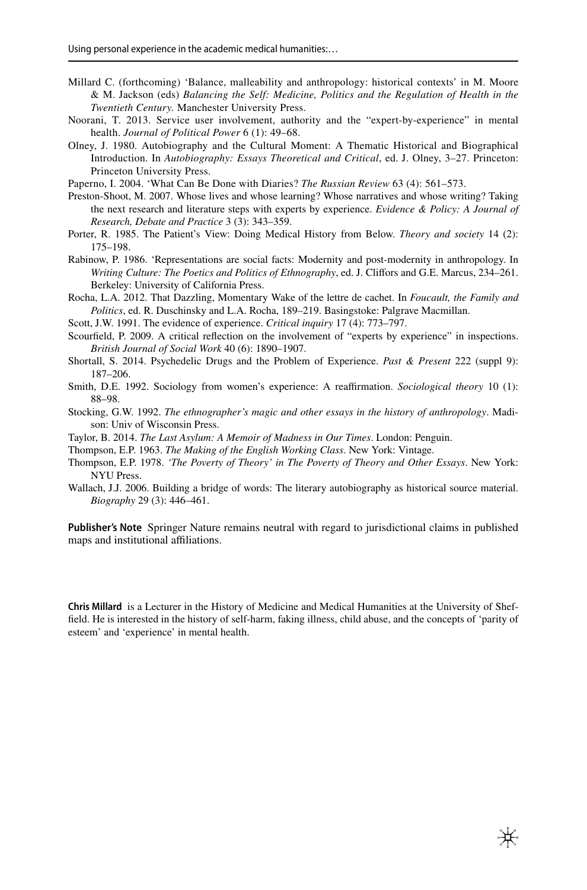Millard C. (forthcoming) 'Balance, malleability and anthropology: historical contexts' in M. Moore & M. Jackson (eds) *Balancing the Self: Medicine, Politics and the Regulation of Health in the Twentieth Century.* Manchester University Press.

Noorani, T. 2013. Service user involvement, authority and the "expert-by-experience" in mental health. *Journal of Political Power* 6 (1): 49–68.

Olney, J. 1980. Autobiography and the Cultural Moment: A Thematic Historical and Biographical Introduction. In *Autobiography: Essays Theoretical and Critical*, ed. J. Olney, 3–27. Princeton: Princeton University Press.

Paperno, I. 2004. 'What Can Be Done with Diaries? *The Russian Review* 63 (4): 561–573.

Preston-Shoot, M. 2007. Whose lives and whose learning? Whose narratives and whose writing? Taking the next research and literature steps with experts by experience. *Evidence & Policy: A Journal of Research, Debate and Practice* 3 (3): 343–359.

Porter, R. 1985. The Patient's View: Doing Medical History from Below. *Theory and society* 14 (2): 175–198.

Rabinow, P. 1986. 'Representations are social facts: Modernity and post-modernity in anthropology. In *Writing Culture: The Poetics and Politics of Ethnography*, ed. J. Cliffors and G.E. Marcus, 234–261. Berkeley: University of California Press.

Rocha, L.A. 2012. That Dazzling, Momentary Wake of the lettre de cachet. In *Foucault, the Family and Politics*, ed. R. Duschinsky and L.A. Rocha, 189–219. Basingstoke: Palgrave Macmillan.

Scott, J.W. 1991. The evidence of experience. *Critical inquiry* 17 (4): 773–797.

Scourfield, P. 2009. A critical reflection on the involvement of "experts by experience" in inspections. *British Journal of Social Work* 40 (6): 1890–1907.

Shortall, S. 2014. Psychedelic Drugs and the Problem of Experience. *Past & Present* 222 (suppl 9): 187–206.

Smith, D.E. 1992. Sociology from women's experience: A reaffirmation. *Sociological theory* 10 (1): 88–98.

Stocking, G.W. 1992. *The ethnographer's magic and other essays in the history of anthropology*. Madison: Univ of Wisconsin Press.

Taylor, B. 2014. *The Last Asylum: A Memoir of Madness in Our Times*. London: Penguin.

Thompson, E.P. 1963. *The Making of the English Working Class*. New York: Vintage.

Thompson, E.P. 1978. *'The Poverty of Theory' in The Poverty of Theory and Other Essays*. New York: NYU Press.

Wallach, J.J. 2006. Building a bridge of words: The literary autobiography as historical source material. *Biography* 29 (3): 446–461.

**Publisher's Note** Springer Nature remains neutral with regard to jurisdictional claims in published maps and institutional affiliations.

**Chris Millard** is a Lecturer in the History of Medicine and Medical Humanities at the University of Sheffield. He is interested in the history of self-harm, faking illness, child abuse, and the concepts of 'parity of esteem' and 'experience' in mental health.